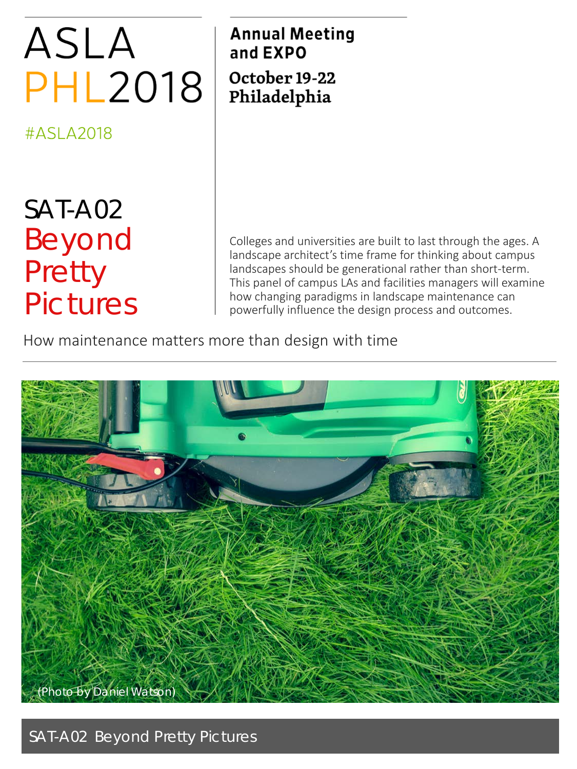# ASLA PHL2018

#ASLA2018

**Annual Meeting and EXPO**

**October 19-22 Philadelphia**

## SAT-A02 Beyond Pretty Pictures

Colleges and universities are built to last through the ages. A landscape architect's time frame for thinking about campus landscapes should be generational rather than short-term. This panel of campus LAs and facilities managers will examine how changing paradigms in landscape maintenance can powerfully influence the design process and outcomes.

How maintenance matters more than design with time

(Photo by Daniel Watson)

SAT-A02 Beyond Pretty Pictures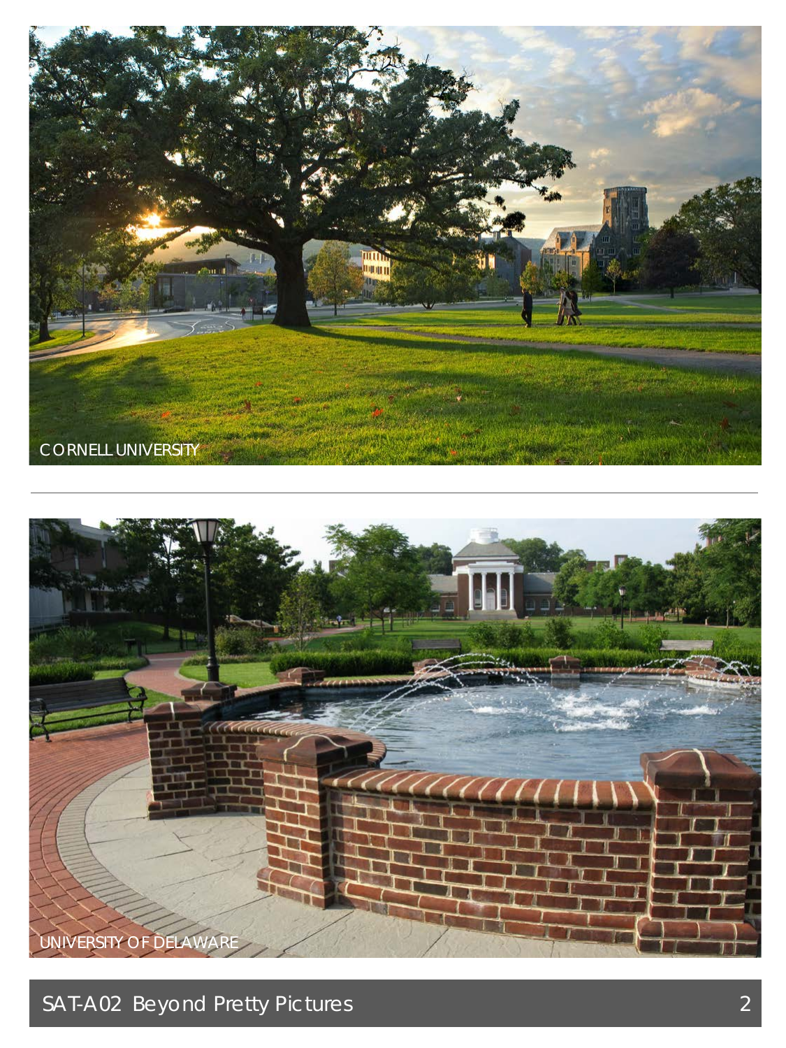CORNELL UNIVERSITY

UNIVERSITY OF DELAWARE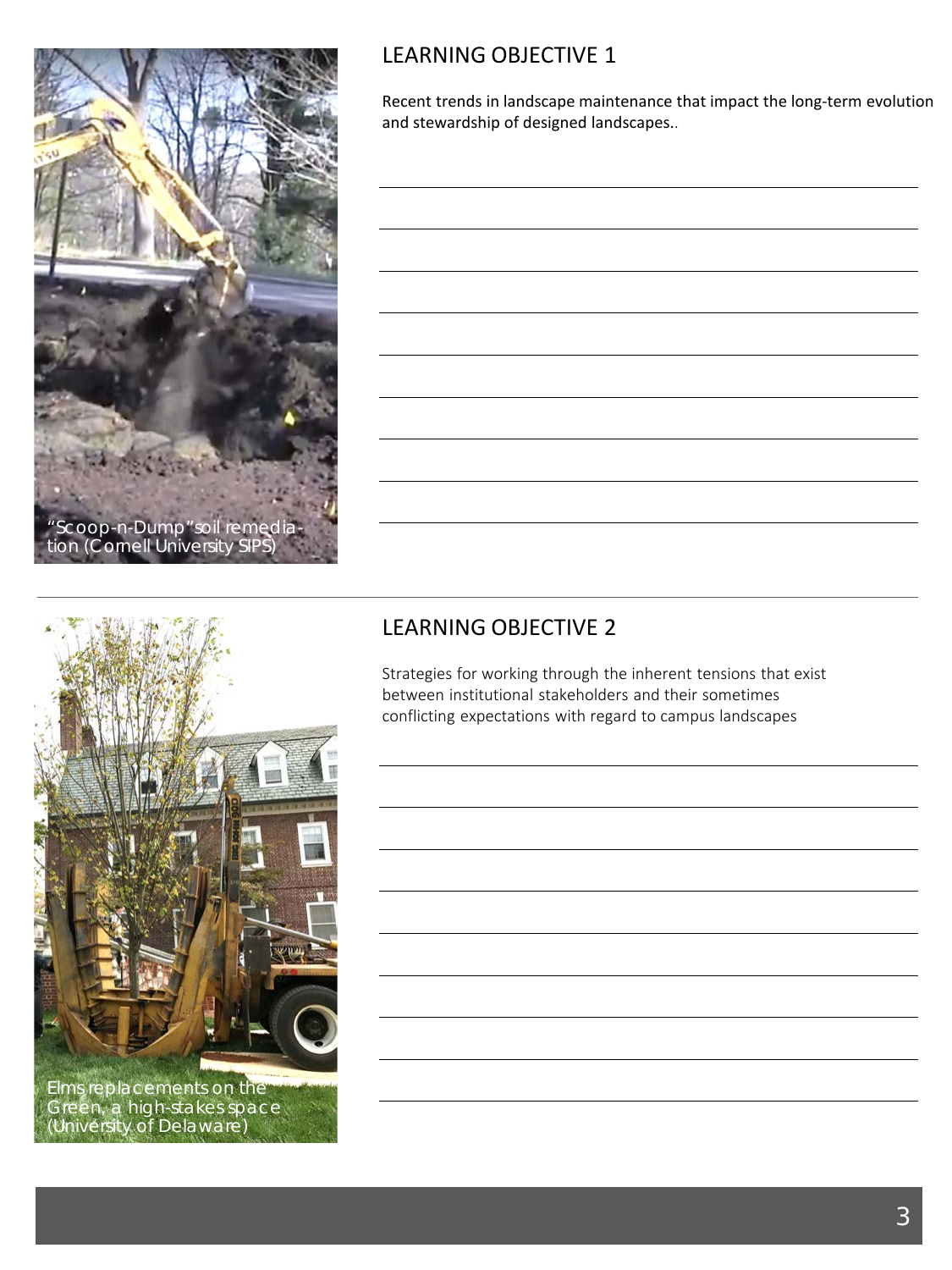"Scoop-n-Dump" soil remediation (Cornell University SIPS)

## LEARNING OBJECTIVE 1

Recent trends in landscape maintenance that impact the long-term evolution and stewardship of designed landscapes..

Elms replacements on the Green, a high-stakes space (University of Delaware)

## LEARNING OBJECTIVE 2

Strategies for working through the inherent tensions that exist between institutional stakeholders and their sometimes conflicting expectations with regard to campus landscapes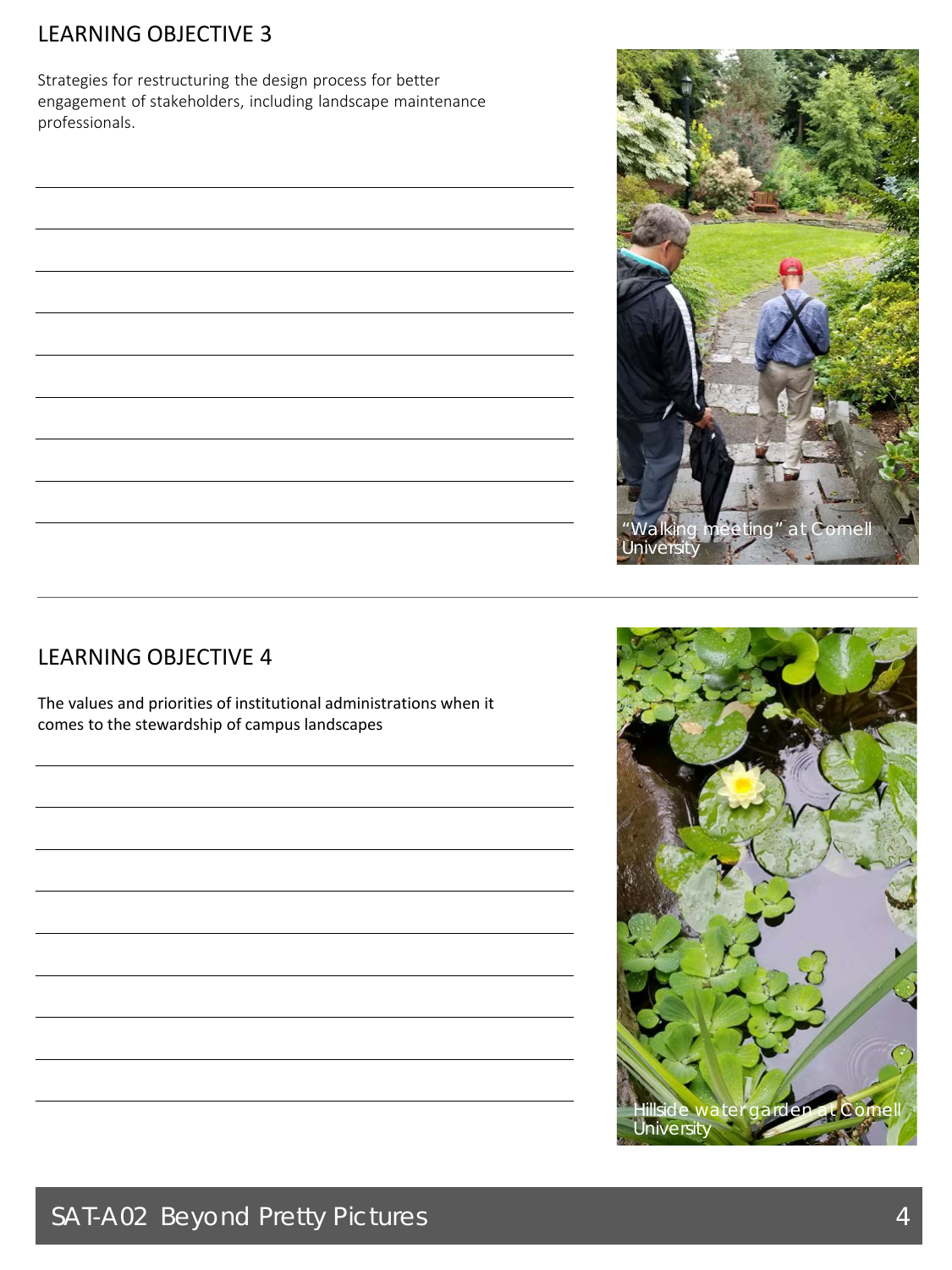## LEARNING OBJECTIVE 3

Strategies for restructuring the design process for better engagement of stakeholders, including landscape maintenance professionals.

"Walking meeting" at Cornell University

## LEARNING OBJECTIVE 4

The values and priorities of institutional administrations when it comes to the stewardship of campus landscapes

Hillside watergarden at Cornell University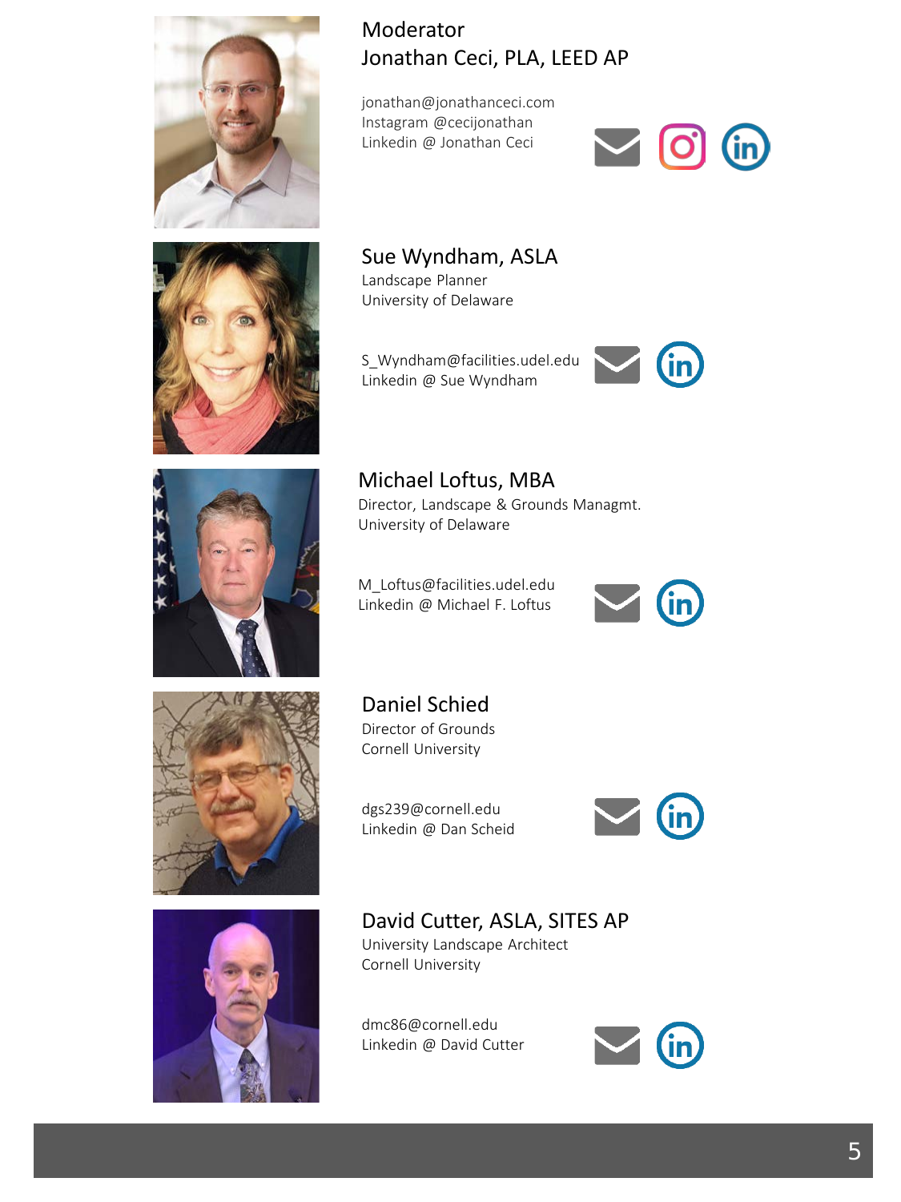## Moderator
## Jonathan Ceci, PLA, LEED AP

jonathan@jonathanceci.com
Instagram @cecijonathan
Linkedin @ Jonathan Ceci

## Sue Wyndham, ASLA

Landscape Planner
University of Delaware

S_Wyndham@facilities.udel.edu
Linkedin @ Sue Wyndham

## Michael Loftus, MBA

Director, Landscape & Grounds Managmt.
University of Delaware

M_Loftus@facilities.udel.edu
Linkedin @ Michael F. Loftus

## Daniel Schied

Director of Grounds
Cornell University

dgs239@cornell.edu
Linkedin @ Dan Scheid

## David Cutter, ASLA, SITES AP

University Landscape Architect
Cornell University

dmc86@cornell.edu
Linkedin @ David Cutter